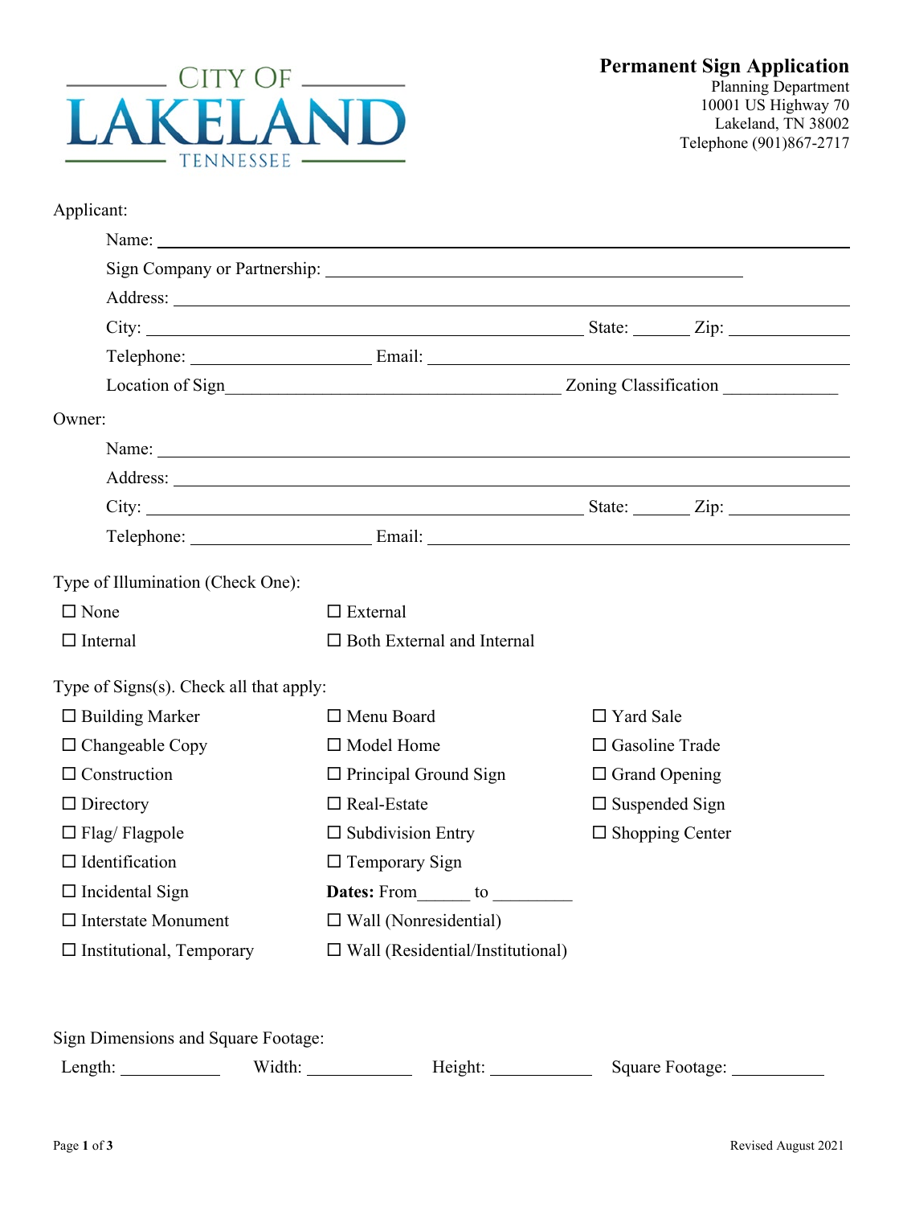CITY OF
LAKELAND
TENNESSEE

# Permanent Sign Application

Planning Department
10001 US Highway 70
Lakeland, TN 38002
Telephone (901)867-2717

Applicant:

Name: ____________________

Sign Company or Partnership: ____________________

Address: ____________________

City: ____________________ State: ______ Zip: __________

Telephone: ________________ Email: ____________________

Location of Sign ____________________ Zoning Classification ____________

Owner:

Name: ____________________

Address: ____________________

City: ____________________ State: ______ Zip: __________

Telephone: ________________ Email: ____________________

Type of Illumination (Check One):

- ☐ None
- ☐ External
- ☐ Internal
- ☐ Both External and Internal

Type of Signs(s). Check all that apply:

- ☐ Building Marker
- ☐ Changeable Copy
- ☐ Construction
- ☐ Directory
- ☐ Flag/ Flagpole
- ☐ Identification
- ☐ Incidental Sign
- ☐ Interstate Monument
- ☐ Institutional, Temporary
- ☐ Menu Board
- ☐ Model Home
- ☐ Principal Ground Sign
- ☐ Real-Estate
- ☐ Subdivision Entry
- ☐ Temporary Sign
  **Dates:** From______ to _________
- ☐ Wall (Nonresidential)
- ☐ Wall (Residential/Institutional)
- ☐ Yard Sale
- ☐ Gasoline Trade
- ☐ Grand Opening
- ☐ Suspended Sign
- ☐ Shopping Center

Sign Dimensions and Square Footage:

Length: __________ Width: __________ Height: __________ Square Footage: __________

Revised August 2021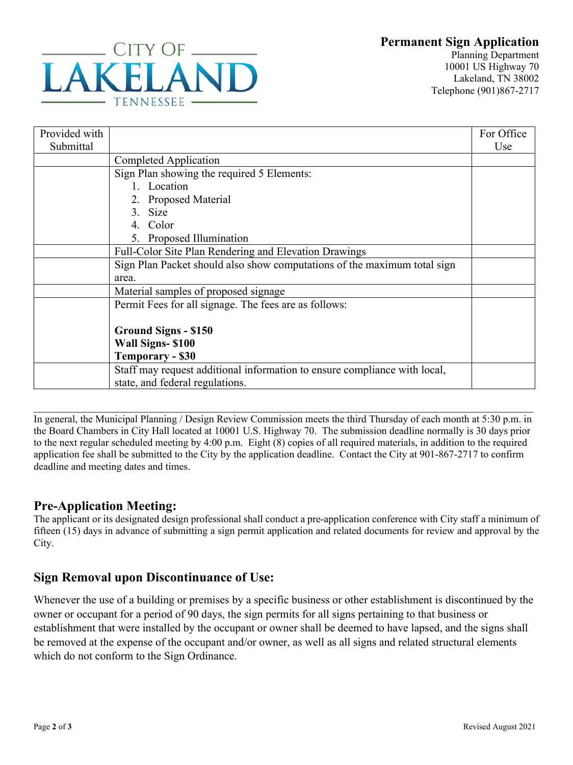CITY OF LAKELAND TENNESSEE

**Permanent Sign Application**
Planning Department
10001 US Highway 70
Lakeland, TN 38002
Telephone (901)867-2717

| Provided with Submittal | | For Office Use |
|---|---|---|
| | Completed Application | |
| | Sign Plan showing the required 5 Elements:<br>1. Location<br>2. Proposed Material<br>3. Size<br>4. Color<br>5. Proposed Illumination | |
| | Full-Color Site Plan Rendering and Elevation Drawings | |
| | Sign Plan Packet should also show computations of the maximum total sign area. | |
| | Material samples of proposed signage | |
| | Permit Fees for all signage. The fees are as follows:<br><br>**Ground Signs - $150**<br>**Wall Signs- $100**<br>**Temporary - $30** | |
| | Staff may request additional information to ensure compliance with local, state, and federal regulations. | |

---

In general, the Municipal Planning / Design Review Commission meets the third Thursday of each month at 5:30 p.m. in the Board Chambers in City Hall located at 10001 U.S. Highway 70. The submission deadline normally is 30 days prior to the next regular scheduled meeting by 4:00 p.m. Eight (8) copies of all required materials, in addition to the required application fee shall be submitted to the City by the application deadline. Contact the City at 901-867-2717 to confirm deadline and meeting dates and times.

## Pre-Application Meeting:

The applicant or its designated design professional shall conduct a pre-application conference with City staff a minimum of fifteen (15) days in advance of submitting a sign permit application and related documents for review and approval by the City.

## Sign Removal upon Discontinuance of Use:

Whenever the use of a building or premises by a specific business or other establishment is discontinued by the owner or occupant for a period of 90 days, the sign permits for all signs pertaining to that business or establishment that were installed by the occupant or owner shall be deemed to have lapsed, and the signs shall be removed at the expense of the occupant and/or owner, as well as all signs and related structural elements which do not conform to the Sign Ordinance.

Revised August 2021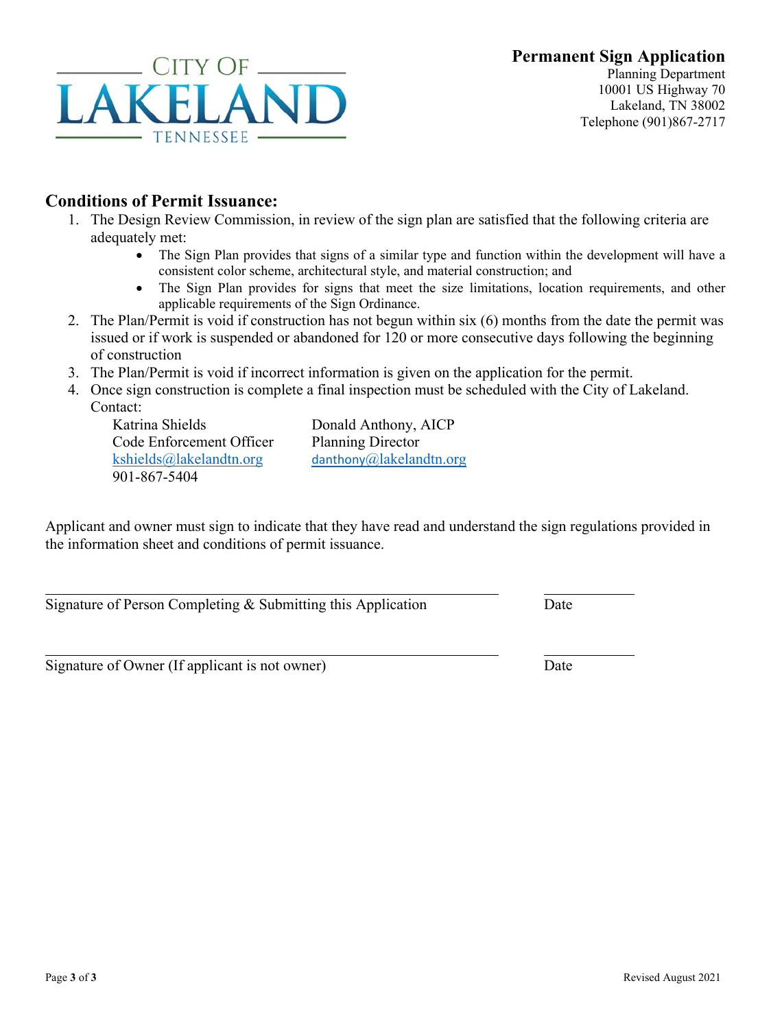CITY OF

LAKELAND

TENNESSEE

**Permanent Sign Application**
Planning Department
10001 US Highway 70
Lakeland, TN 38002
Telephone (901)867-2717

## Conditions of Permit Issuance:

1. The Design Review Commission, in review of the sign plan are satisfied that the following criteria are adequately met:
    - The Sign Plan provides that signs of a similar type and function within the development will have a consistent color scheme, architectural style, and material construction; and
    - The Sign Plan provides for signs that meet the size limitations, location requirements, and other applicable requirements of the Sign Ordinance.
2. The Plan/Permit is void if construction has not begun within six (6) months from the date the permit was issued or if work is suspended or abandoned for 120 or more consecutive days following the beginning of construction
3. The Plan/Permit is void if incorrect information is given on the application for the permit.
4. Once sign construction is complete a final inspection must be scheduled with the City of Lakeland. Contact:

    Katrina Shields
    Code Enforcement Officer
    kshields@lakelandtn.org
    901-867-5404

    Donald Anthony, AICP
    Planning Director
    danthony@lakelandtn.org

Applicant and owner must sign to indicate that they have read and understand the sign regulations provided in the information sheet and conditions of permit issuance.

______________________________________________ ____________
Signature of Person Completing & Submitting this Application Date

______________________________________________ ____________
Signature of Owner (If applicant is not owner) Date

Revised August 2021